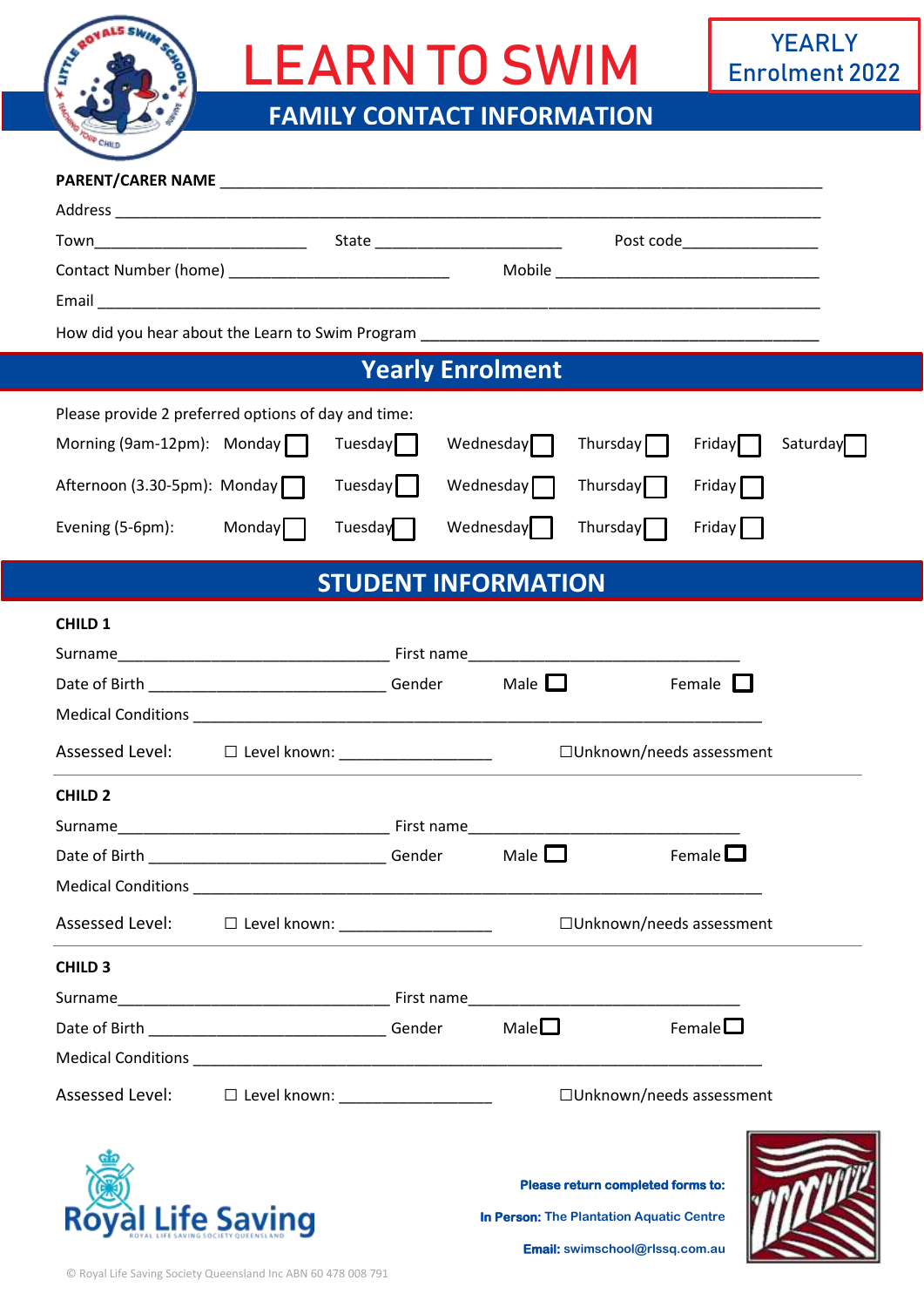# LEARN TO SWIM

YEARLY Enrolment 2022

## FAMILY CONTACT INFORMATION

**PARENT/CARER NAME** ________________________________________________

Address ________________________________________________

Town________________________ State ______________________ Post code________________

Contact Number (home) __________________________ Mobile ________________________________

Email ________________________________________________

How did you hear about the Learn to Swim Program ______________________________________________

## Yearly Enrolment

Please provide 2 preferred options of day and time:

| | | | | | | |
|---|---|---|---|---|---|---|
| Morning (9am-12pm): | Monday ☐ | Tuesday ☐ | Wednesday ☐ | Thursday ☐ | Friday ☐ | Saturday ☐ |
| Afternoon (3.30-5pm): | Monday ☐ | Tuesday ☐ | Wednesday ☐ | Thursday ☐ | Friday ☐ | |
| Evening (5-6pm): | Monday ☐ | Tuesday ☐ | Wednesday ☐ | Thursday ☐ | Friday ☐ | |

## STUDENT INFORMATION

**CHILD 1**

Surname________________________________ First name________________________________

Date of Birth ____________________________ Gender Male ☐ Female ☐

Medical Conditions ________________________________________________

Assessed Level: ☐ Level known: __________________ ☐Unknown/needs assessment

**CHILD 2**

Surname________________________________ First name________________________________

Date of Birth ____________________________ Gender Male ☐ Female ☐

Medical Conditions ________________________________________________

Assessed Level: ☐ Level known: __________________ ☐Unknown/needs assessment

**CHILD 3**

Surname________________________________ First name________________________________

Date of Birth ____________________________ Gender Male ☐ Female ☐

Medical Conditions ________________________________________________

Assessed Level: ☐ Level known: __________________ ☐Unknown/needs assessment

Royal Life Saving

**Please return completed forms to:**

**In Person:** The Plantation Aquatic Centre

**Email:** swimschool@rlssq.com.au

© Royal Life Saving Society Queensland Inc ABN 60 478 008 791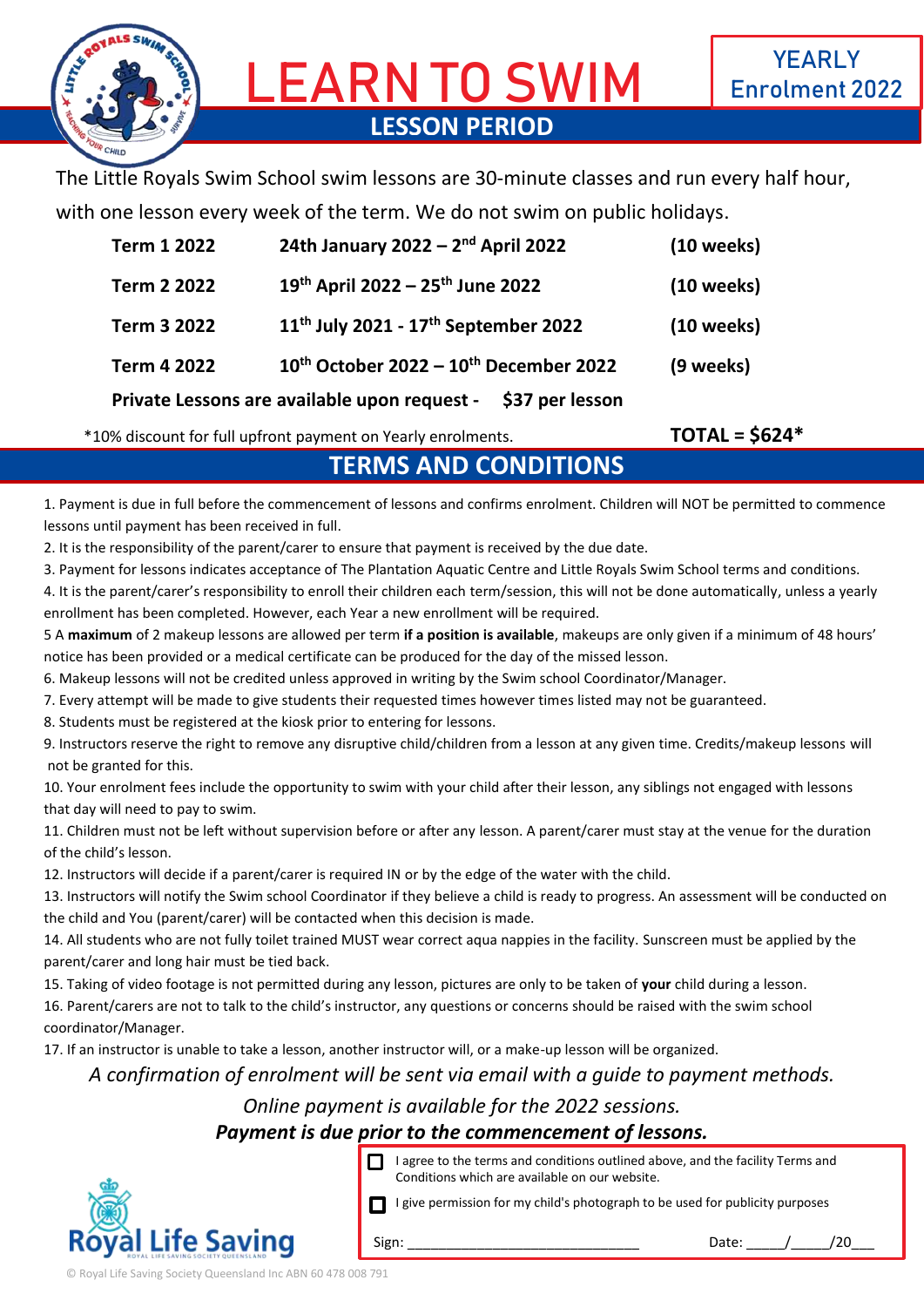# LEARN TO SWIM

**YEARLY Enrolment 2022**

## LESSON PERIOD

The Little Royals Swim School swim lessons are 30-minute classes and run every half hour, with one lesson every week of the term. We do not swim on public holidays.

| | | |
|---|---|---|
| **Term 1 2022** | **24th January 2022 – 2nd April 2022** | **(10 weeks)** |
| **Term 2 2022** | **19th April 2022 – 25th June 2022** | **(10 weeks)** |
| **Term 3 2022** | **11th July 2021 - 17th September 2022** | **(10 weeks)** |
| **Term 4 2022** | **10th October 2022 – 10th December 2022** | **(9 weeks)** |

**Private Lessons are available upon request - $37 per lesson**

*10% discount for full upfront payment on Yearly enrolments. **TOTAL = $624***

## TERMS AND CONDITIONS

1. Payment is due in full before the commencement of lessons and confirms enrolment. Children will NOT be permitted to commence lessons until payment has been received in full.
2. It is the responsibility of the parent/carer to ensure that payment is received by the due date.
3. Payment for lessons indicates acceptance of The Plantation Aquatic Centre and Little Royals Swim School terms and conditions.
4. It is the parent/carer's responsibility to enroll their children each term/session, this will not be done automatically, unless a yearly enrollment has been completed. However, each Year a new enrollment will be required.
5 A **maximum** of 2 makeup lessons are allowed per term **if a position is available**, makeups are only given if a minimum of 48 hours' notice has been provided or a medical certificate can be produced for the day of the missed lesson.
6. Makeup lessons will not be credited unless approved in writing by the Swim school Coordinator/Manager.
7. Every attempt will be made to give students their requested times however times listed may not be guaranteed.
8. Students must be registered at the kiosk prior to entering for lessons.
9. Instructors reserve the right to remove any disruptive child/children from a lesson at any given time. Credits/makeup lessons will not be granted for this.
10. Your enrolment fees include the opportunity to swim with your child after their lesson, any siblings not engaged with lessons that day will need to pay to swim.
11. Children must not be left without supervision before or after any lesson. A parent/carer must stay at the venue for the duration of the child's lesson.
12. Instructors will decide if a parent/carer is required IN or by the edge of the water with the child.
13. Instructors will notify the Swim school Coordinator if they believe a child is ready to progress. An assessment will be conducted on the child and You (parent/carer) will be contacted when this decision is made.
14. All students who are not fully toilet trained MUST wear correct aqua nappies in the facility. Sunscreen must be applied by the parent/carer and long hair must be tied back.
15. Taking of video footage is not permitted during any lesson, pictures are only to be taken of **your** child during a lesson.
16. Parent/carers are not to talk to the child's instructor, any questions or concerns should be raised with the swim school coordinator/Manager.
17. If an instructor is unable to take a lesson, another instructor will, or a make-up lesson will be organized.

*A confirmation of enrolment will be sent via email with a guide to payment methods.*

*Online payment is available for the 2022 sessions.*

***Payment is due prior to the commencement of lessons.***

- [ ] I agree to the terms and conditions outlined above, and the facility Terms and Conditions which are available on our website.
- [ ] I give permission for my child's photograph to be used for publicity purposes

Sign: ______________________________ Date: _____/_____/20___

Royal Life Saving

© Royal Life Saving Society Queensland Inc ABN 60 478 008 791